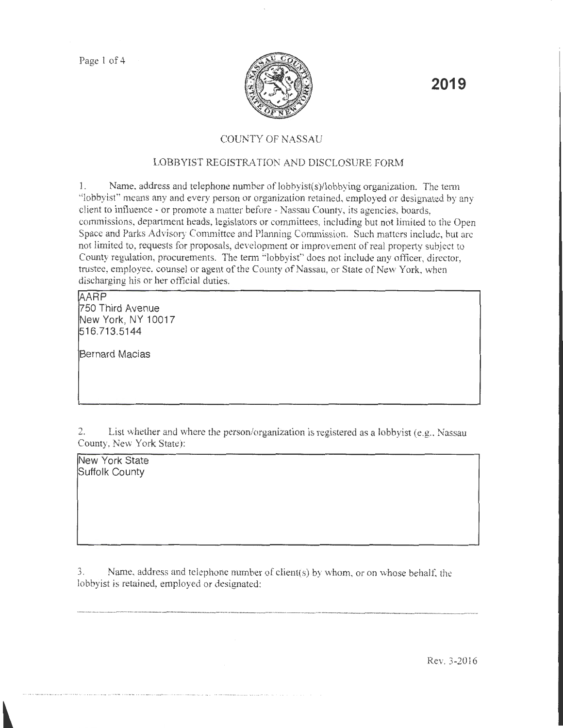**2019**

# COUNTY OF NASSAU

## LOBBYIST REGISTRATION AND DISCLOSURE FORM

1. Name, address and telephone number of lobbyist(s)/lobbying organization. The term "lobbyist" means any and every person or organization retained, employed or designated by any client to influence - or promote a matter before - Nassau County, its agencies, boards, commissions, department heads, legislators or committees, including but not limited to the Open Space and Parks Advisory Committee and Planning Commission. Such matters include, but are not limited to, requests for proposals, development or improvement of real property subject to County regulation, procurements. The term "lobbyist" does not include any officer, director, trustee, employee, counsel or agent of the County of Nassau, or State of New York, when discharging his or her official duties.

AARP
750 Third Avenue
New York, NY 10017
516.713.5144

Bernard Macias

2. List whether and where the person/organization is registered as a lobbyist (e.g., Nassau County, New York State):

New York State
Suffolk County

3. Name, address and telephone number of client(s) by whom, or on whose behalf, the lobbyist is retained, employed or designated:

Rev. 3-2016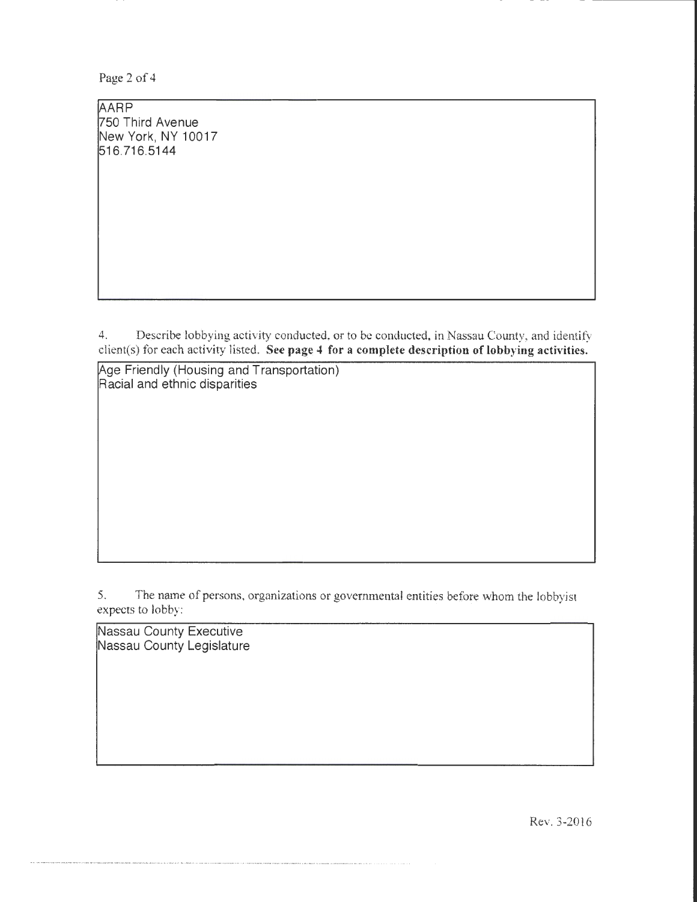AARP
750 Third Avenue
New York, NY 10017
516.716.5144

4. Describe lobbying activity conducted, or to be conducted, in Nassau County, and identify client(s) for each activity listed. **See page 4 for a complete description of lobbying activities.**

Age Friendly (Housing and Transportation)
Racial and ethnic disparities

5. The name of persons, organizations or governmental entities before whom the lobbyist expects to lobby:

Nassau County Executive
Nassau County Legislature

Rev. 3-2016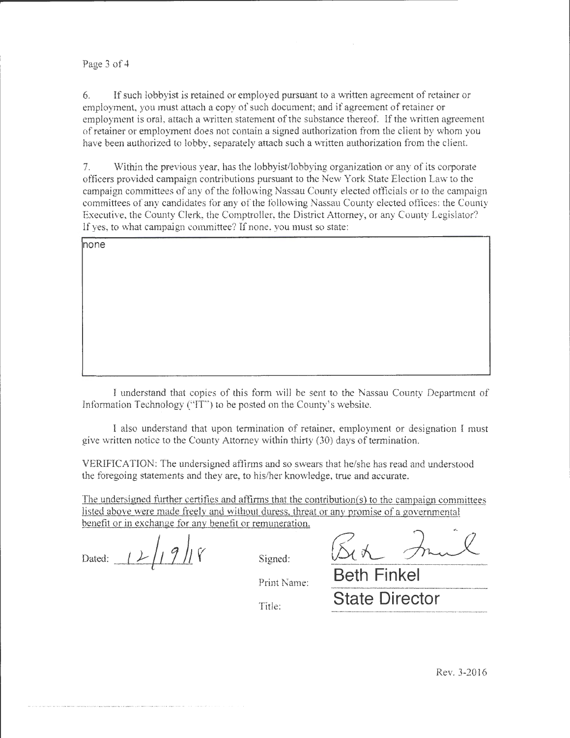6. If such lobbyist is retained or employed pursuant to a written agreement of retainer or employment, you must attach a copy of such document; and if agreement of retainer or employment is oral, attach a written statement of the substance thereof. If the written agreement of retainer or employment does not contain a signed authorization from the client by whom you have been authorized to lobby, separately attach such a written authorization from the client.

7. Within the previous year, has the lobbyist/lobbying organization or any of its corporate officers provided campaign contributions pursuant to the New York State Election Law to the campaign committees of any of the following Nassau County elected officials or to the campaign committees of any candidates for any of the following Nassau County elected offices: the County Executive, the County Clerk, the Comptroller, the District Attorney, or any County Legislator? If yes, to what campaign committee? If none, you must so state:

none

I understand that copies of this form will be sent to the Nassau County Department of Information Technology ("IT") to be posted on the County's website.

I also understand that upon termination of retainer, employment or designation I must give written notice to the County Attorney within thirty (30) days of termination.

VERIFICATION: The undersigned affirms and so swears that he/she has read and understood the foregoing statements and they are, to his/her knowledge, true and accurate.

The undersigned further certifies and affirms that the contribution(s) to the campaign committees listed above were made freely and without duress, threat or any promise of a governmental benefit or in exchange for any benefit or remuneration.

Dated: 12/19/18

Signed: Beth Finkel

Print Name: Beth Finkel

Title: State Director

Rev. 3-2016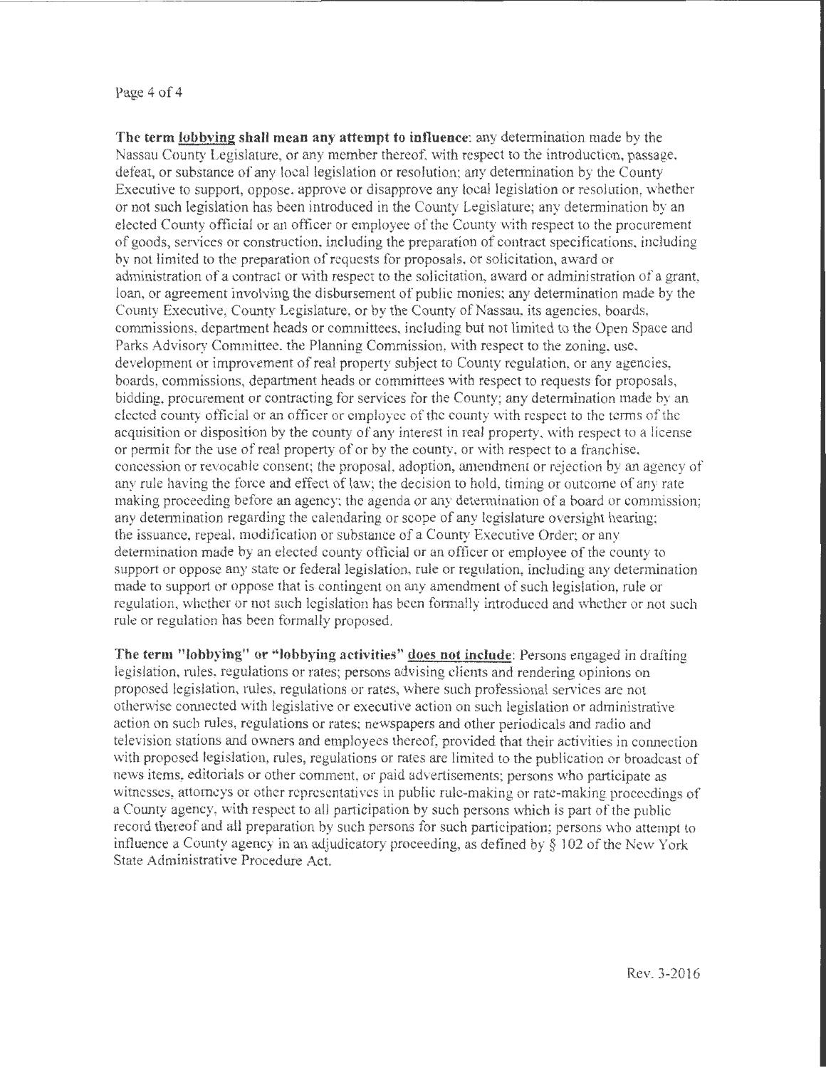**The term lobbying shall mean any attempt to influence**: any determination made by the Nassau County Legislature, or any member thereof, with respect to the introduction, passage, defeat, or substance of any local legislation or resolution; any determination by the County Executive to support, oppose, approve or disapprove any local legislation or resolution, whether or not such legislation has been introduced in the County Legislature; any determination by an elected County official or an officer or employee of the County with respect to the procurement of goods, services or construction, including the preparation of contract specifications, including by not limited to the preparation of requests for proposals, or solicitation, award or administration of a contract or with respect to the solicitation, award or administration of a grant, loan, or agreement involving the disbursement of public monies; any determination made by the County Executive, County Legislature, or by the County of Nassau, its agencies, boards, commissions, department heads or committees, including but not limited to the Open Space and Parks Advisory Committee, the Planning Commission, with respect to the zoning, use, development or improvement of real property subject to County regulation, or any agencies, boards, commissions, department heads or committees with respect to requests for proposals, bidding, procurement or contracting for services for the County; any determination made by an elected county official or an officer or employee of the county with respect to the terms of the acquisition or disposition by the county of any interest in real property, with respect to a license or permit for the use of real property of or by the county, or with respect to a franchise, concession or revocable consent; the proposal, adoption, amendment or rejection by an agency of any rule having the force and effect of law; the decision to hold, timing or outcome of any rate making proceeding before an agency; the agenda or any determination of a board or commission; any determination regarding the calendaring or scope of any legislature oversight hearing; the issuance, repeal, modification or substance of a County Executive Order; or any determination made by an elected county official or an officer or employee of the county to support or oppose any state or federal legislation, rule or regulation, including any determination made to support or oppose that is contingent on any amendment of such legislation, rule or regulation, whether or not such legislation has been formally introduced and whether or not such rule or regulation has been formally proposed.

**The term "lobbying" or "lobbying activities" does not include**: Persons engaged in drafting legislation, rules, regulations or rates; persons advising clients and rendering opinions on proposed legislation, rules, regulations or rates, where such professional services are not otherwise connected with legislative or executive action on such legislation or administrative action on such rules, regulations or rates; newspapers and other periodicals and radio and television stations and owners and employees thereof, provided that their activities in connection with proposed legislation, rules, regulations or rates are limited to the publication or broadcast of news items, editorials or other comment, or paid advertisements; persons who participate as witnesses, attorneys or other representatives in public rule-making or rate-making proceedings of a County agency, with respect to all participation by such persons which is part of the public record thereof and all preparation by such persons for such participation; persons who attempt to influence a County agency in an adjudicatory proceeding, as defined by § 102 of the New York State Administrative Procedure Act.

Rev. 3-2016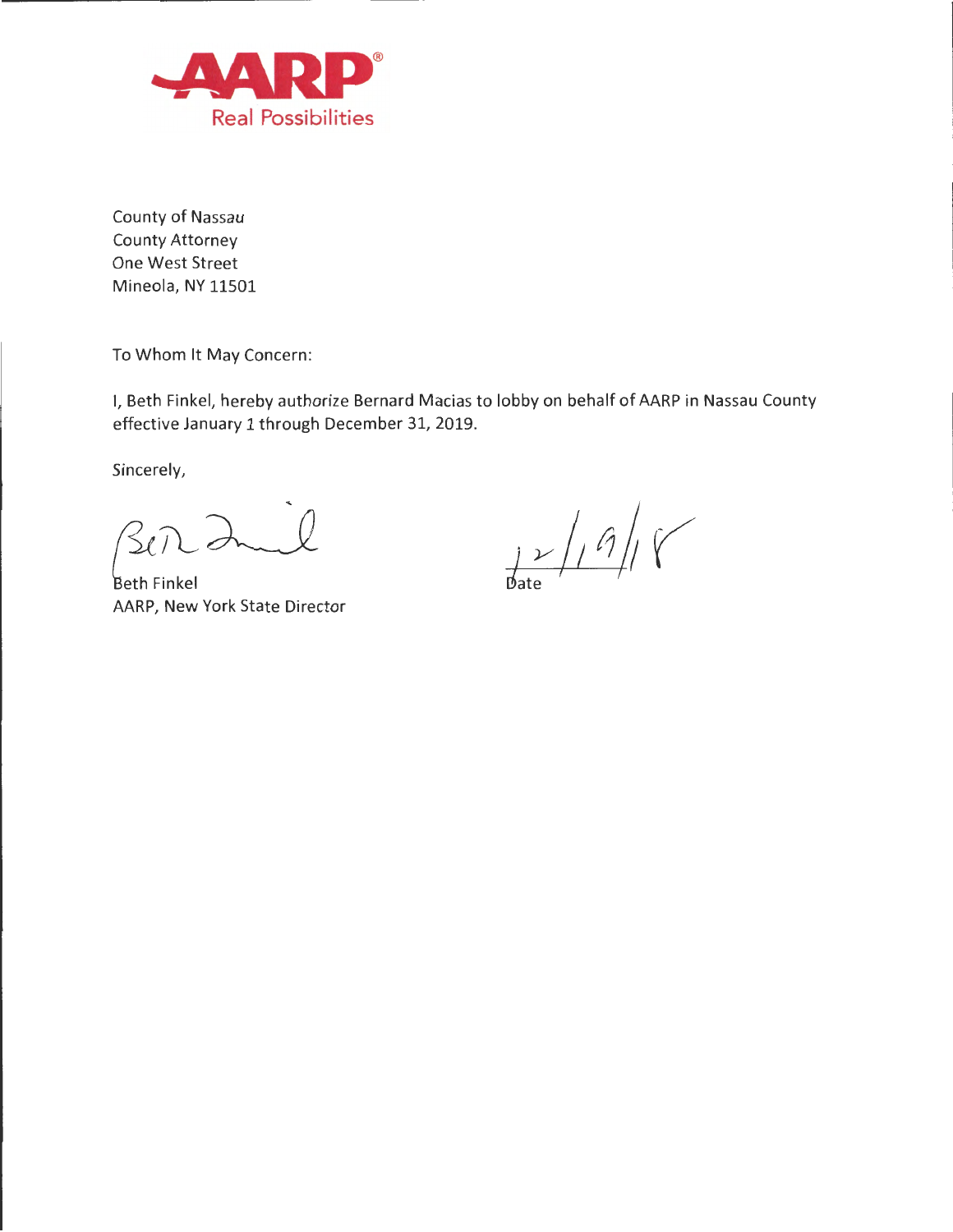AARP
Real Possibilities

County of Nassau
County Attorney
One West Street
Mineola, NY 11501

To Whom It May Concern:

I, Beth Finkel, hereby authorize Bernard Macias to lobby on behalf of AARP in Nassau County effective January 1 through December 31, 2019.

Sincerely,

Beth Finkel
AARP, New York State Director

12/19/18
Date